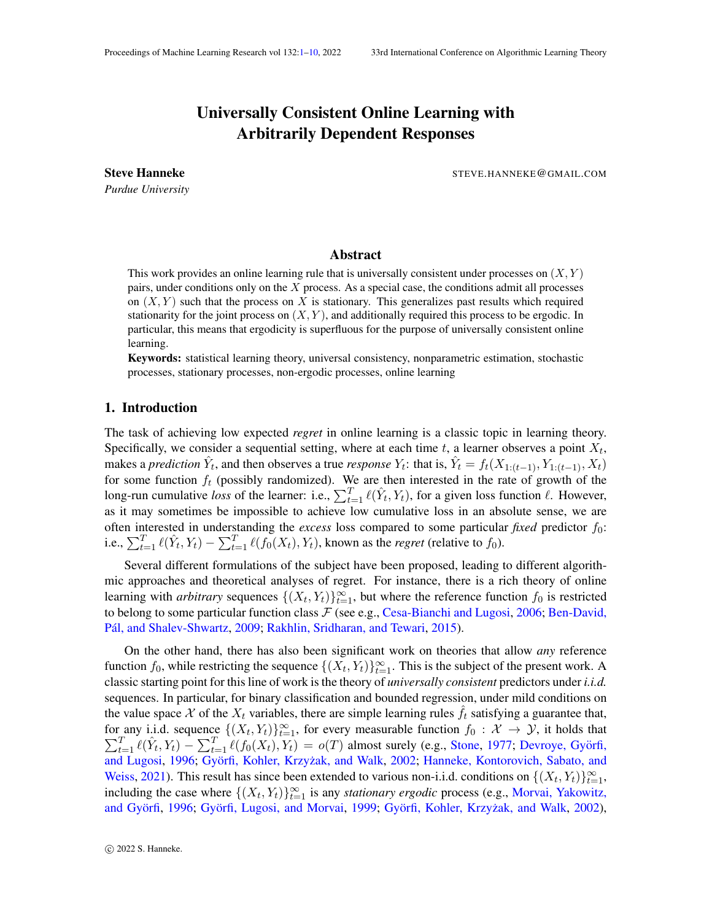# Universally Consistent Online Learning with Arbitrarily Dependent Responses

**Steve Hanneke** STEVE.HANNEKE@GMAIL.COM

*Purdue University*

## Abstract

This work provides an online learning rule that is universally consistent under processes on $(X, Y)$ pairs, under conditions only on the $X$ process. As a special case, the conditions admit all processes on $(X, Y)$ such that the process on $X$ is stationary. This generalizes past results which required stationarity for the joint process on $(X, Y)$, and additionally required this process to be ergodic. In particular, this means that ergodicity is superfluous for the purpose of universally consistent online learning.

**Keywords:** statistical learning theory, universal consistency, nonparametric estimation, stochastic processes, stationary processes, non-ergodic processes, online learning

## 1. Introduction

The task of achieving low expected *regret* in online learning is a classic topic in learning theory. Specifically, we consider a sequential setting, where at each time $t$, a learner observes a point $X_t$, makes a *prediction* $\hat{Y}_t$, and then observes a true *response* $Y_t$: that is, $\hat{Y}_t = f_t(X_{1:(t-1)}, Y_{1:(t-1)}, X_t)$ for some function $f_t$ (possibly randomized). We are then interested in the rate of growth of the long-run cumulative *loss* of the learner: i.e., $\sum_{t=1}^{T} \ell(\hat{Y}_t, Y_t)$, for a given loss function $\ell$. However, as it may sometimes be impossible to achieve low cumulative loss in an absolute sense, we are often interested in understanding the *excess* loss compared to some particular *fixed* predictor $f_0$: i.e., $\sum_{t=1}^{T} \ell(\hat{Y}_t, Y_t) - \sum_{t=1}^{T} \ell(f_0(X_t), Y_t)$, known as the *regret* (relative to $f_0$).

Several different formulations of the subject have been proposed, leading to different algorithmic approaches and theoretical analyses of regret. For instance, there is a rich theory of online learning with *arbitrary* sequences $\{(X_t, Y_t)\}_{t=1}^{\infty}$, but where the reference function $f_0$ is restricted to belong to some particular function class $\mathcal{F}$ (see e.g., Cesa-Bianchi and Lugosi, 2006; Ben-David, Pál, and Shalev-Shwartz, 2009; Rakhlin, Sridharan, and Tewari, 2015).

On the other hand, there has also been significant work on theories that allow *any* reference function $f_0$, while restricting the sequence $\{(X_t, Y_t)\}_{t=1}^{\infty}$. This is the subject of the present work. A classic starting point for this line of work is the theory of *universally consistent* predictors under *i.i.d.* sequences. In particular, for binary classification and bounded regression, under mild conditions on the value space $\mathcal{X}$ of the $X_t$ variables, there are simple learning rules $\hat{f}_t$ satisfying a guarantee that, for any i.i.d. sequence $\{(X_t, Y_t)\}_{t=1}^{\infty}$, for every measurable function $f_0 : \mathcal{X} \to \mathcal{Y}$, it holds that $\sum_{t=1}^{T} \ell(\hat{Y}_t, Y_t) - \sum_{t=1}^{T} \ell(f_0(X_t), Y_t) = o(T)$ almost surely (e.g., Stone, 1977; Devroye, Györfi, and Lugosi, 1996; Györfi, Kohler, Krzyżak, and Walk, 2002; Hanneke, Kontorovich, Sabato, and Weiss, 2021). This result has since been extended to various non-i.i.d. conditions on $\{(X_t, Y_t)\}_{t=1}^{\infty}$, including the case where $\{(X_t, Y_t)\}_{t=1}^{\infty}$ is any *stationary ergodic* process (e.g., Morvai, Yakowitz, and Györfi, 1996; Györfi, Lugosi, and Morvai, 1999; Györfi, Kohler, Krzyżak, and Walk, 2002),

© 2022 S. Hanneke.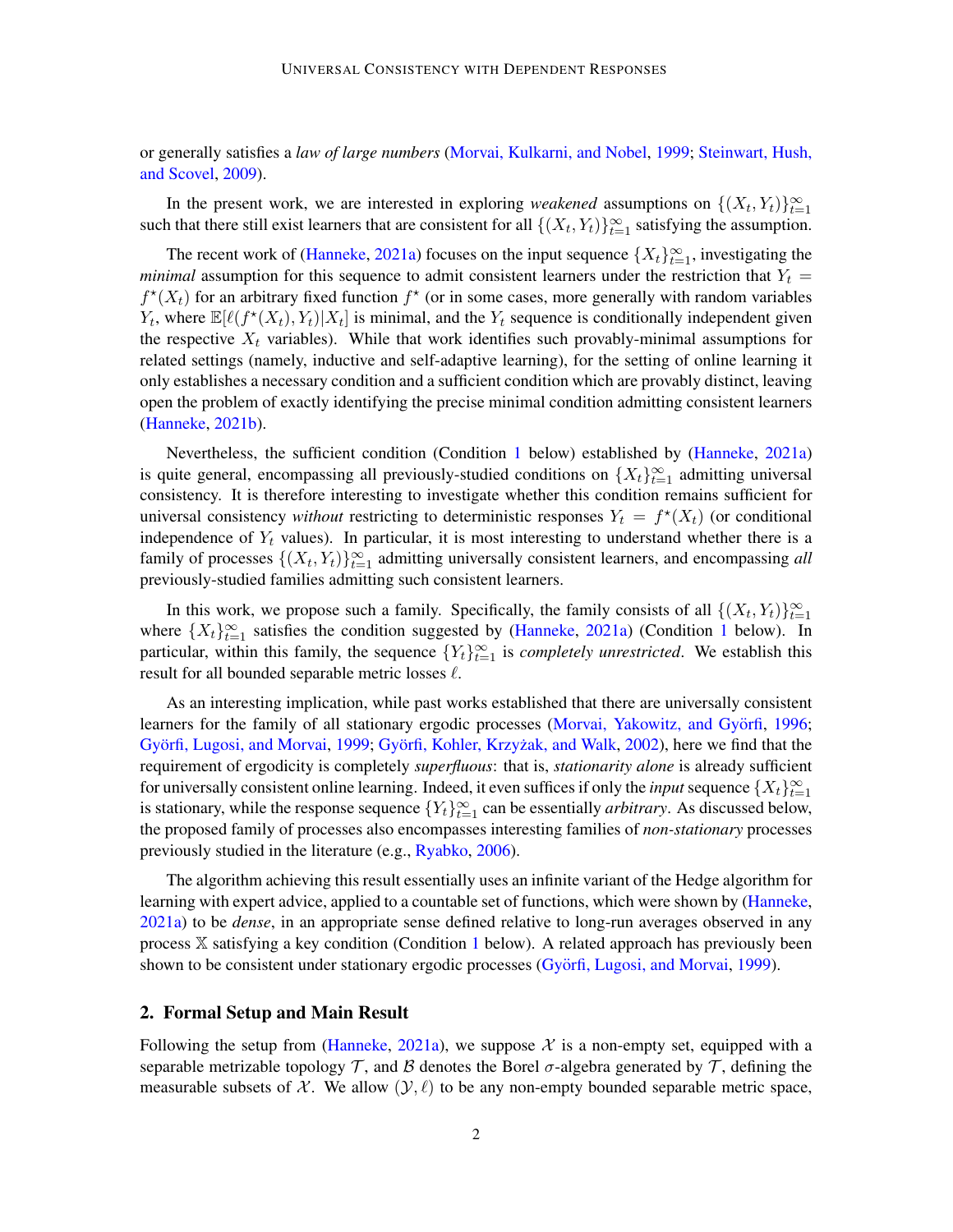or generally satisfies a *law of large numbers* (Morvai, Kulkarni, and Nobel, 1999; Steinwart, Hush, and Scovel, 2009).

In the present work, we are interested in exploring *weakened* assumptions on $\{(X_t, Y_t)\}_{t=1}^{\infty}$ such that there still exist learners that are consistent for all $\{(X_t, Y_t)\}_{t=1}^{\infty}$ satisfying the assumption.

The recent work of (Hanneke, 2021a) focuses on the input sequence $\{X_t\}_{t=1}^{\infty}$, investigating the *minimal* assumption for this sequence to admit consistent learners under the restriction that $Y_t = f^{\star}(X_t)$ for an arbitrary fixed function $f^{\star}$ (or in some cases, more generally with random variables $Y_t$, where $\mathbb{E}[\ell(f^{\star}(X_t), Y_t)|X_t]$ is minimal, and the $Y_t$ sequence is conditionally independent given the respective $X_t$ variables). While that work identifies such provably-minimal assumptions for related settings (namely, inductive and self-adaptive learning), for the setting of online learning it only establishes a necessary condition and a sufficient condition which are provably distinct, leaving open the problem of exactly identifying the precise minimal condition admitting consistent learners (Hanneke, 2021b).

Nevertheless, the sufficient condition (Condition 1 below) established by (Hanneke, 2021a) is quite general, encompassing all previously-studied conditions on $\{X_t\}_{t=1}^{\infty}$ admitting universal consistency. It is therefore interesting to investigate whether this condition remains sufficient for universal consistency *without* restricting to deterministic responses $Y_t = f^{\star}(X_t)$ (or conditional independence of $Y_t$ values). In particular, it is most interesting to understand whether there is a family of processes $\{(X_t, Y_t)\}_{t=1}^{\infty}$ admitting universally consistent learners, and encompassing *all* previously-studied families admitting such consistent learners.

In this work, we propose such a family. Specifically, the family consists of all $\{(X_t, Y_t)\}_{t=1}^{\infty}$ where $\{X_t\}_{t=1}^{\infty}$ satisfies the condition suggested by (Hanneke, 2021a) (Condition 1 below). In particular, within this family, the sequence $\{Y_t\}_{t=1}^{\infty}$ is *completely unrestricted*. We establish this result for all bounded separable metric losses $\ell$.

As an interesting implication, while past works established that there are universally consistent learners for the family of all stationary ergodic processes (Morvai, Yakowitz, and Györfi, 1996; Györfi, Lugosi, and Morvai, 1999; Györfi, Kohler, Krzyżak, and Walk, 2002), here we find that the requirement of ergodicity is completely *superfluous*: that is, *stationarity alone* is already sufficient for universally consistent online learning. Indeed, it even suffices if only the *input* sequence $\{X_t\}_{t=1}^{\infty}$ is stationary, while the response sequence $\{Y_t\}_{t=1}^{\infty}$ can be essentially *arbitrary*. As discussed below, the proposed family of processes also encompasses interesting families of *non-stationary* processes previously studied in the literature (e.g., Ryabko, 2006).

The algorithm achieving this result essentially uses an infinite variant of the Hedge algorithm for learning with expert advice, applied to a countable set of functions, which were shown by (Hanneke, 2021a) to be *dense*, in an appropriate sense defined relative to long-run averages observed in any process $\mathbb{X}$ satisfying a key condition (Condition 1 below). A related approach has previously been shown to be consistent under stationary ergodic processes (Györfi, Lugosi, and Morvai, 1999).

## 2. Formal Setup and Main Result

Following the setup from (Hanneke, 2021a), we suppose $\mathcal{X}$ is a non-empty set, equipped with a separable metrizable topology $\mathcal{T}$, and $\mathcal{B}$ denotes the Borel $\sigma$-algebra generated by $\mathcal{T}$, defining the measurable subsets of $\mathcal{X}$. We allow $(\mathcal{Y}, \ell)$ to be any non-empty bounded separable metric space,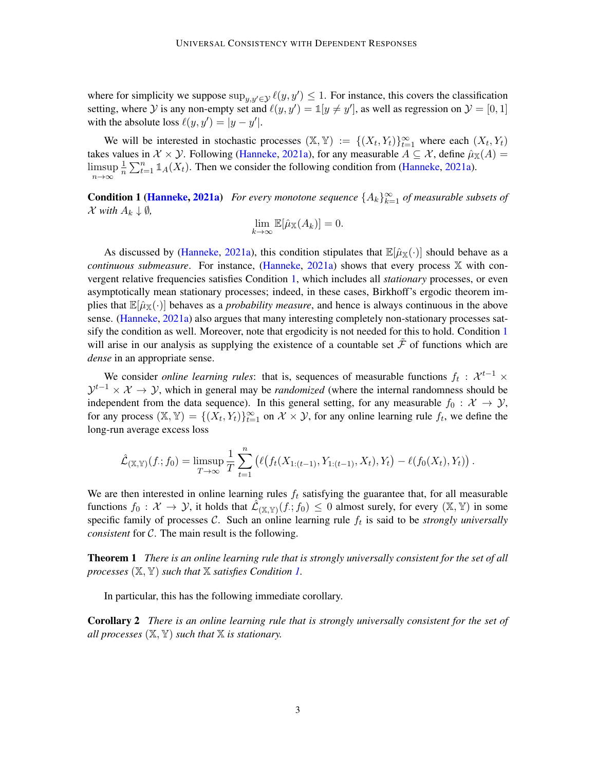where for simplicity we suppose $\sup_{y,y' \in \mathcal{Y}} \ell(y, y') \leq 1$. For instance, this covers the classification setting, where $\mathcal{Y}$ is any non-empty set and $\ell(y, y') = \mathbb{1}[y \neq y']$, as well as regression on $\mathcal{Y} = [0, 1]$ with the absolute loss $\ell(y, y') = |y - y'|$.

We will be interested in stochastic processes $(\mathbb{X}, \mathbb{Y}) := \{(X_t, Y_t)\}_{t=1}^{\infty}$ where each $(X_t, Y_t)$ takes values in $\mathcal{X} \times \mathcal{Y}$. Following (Hanneke, 2021a), for any measurable $A \subseteq \mathcal{X}$, define $\hat{\mu}_{\mathbb{X}}(A) = \limsup_{n \to \infty} \frac{1}{n} \sum_{t=1}^{n} \mathbb{1}_A(X_t)$. Then we consider the following condition from (Hanneke, 2021a).

**Condition 1 (Hanneke, 2021a)** *For every monotone sequence $\{A_k\}_{k=1}^{\infty}$ of measurable subsets of $\mathcal{X}$ with $A_k \downarrow \emptyset$,*

$$\lim_{k \to \infty} \mathbb{E}[\hat{\mu}_{\mathbb{X}}(A_k)] = 0.$$

As discussed by (Hanneke, 2021a), this condition stipulates that $\mathbb{E}[\hat{\mu}_{\mathbb{X}}(\cdot)]$ should behave as a *continuous submeasure*. For instance, (Hanneke, 2021a) shows that every process $\mathbb{X}$ with convergent relative frequencies satisfies Condition 1, which includes all *stationary* processes, or even asymptotically mean stationary processes; indeed, in these cases, Birkhoff's ergodic theorem implies that $\mathbb{E}[\hat{\mu}_{\mathbb{X}}(\cdot)]$ behaves as a *probability measure*, and hence is always continuous in the above sense. (Hanneke, 2021a) also argues that many interesting completely non-stationary processes satisfy the condition as well. Moreover, note that ergodicity is not needed for this to hold. Condition 1 will arise in our analysis as supplying the existence of a countable set $\tilde{\mathcal{F}}$ of functions which are *dense* in an appropriate sense.

We consider *online learning rules*: that is, sequences of measurable functions $f_t : \mathcal{X}^{t-1} \times \mathcal{Y}^{t-1} \times \mathcal{X} \to \mathcal{Y}$, which in general may be *randomized* (where the internal randomness should be independent from the data sequence). In this general setting, for any measurable $f_0 : \mathcal{X} \to \mathcal{Y}$, for any process $(\mathbb{X}, \mathbb{Y}) = \{(X_t, Y_t)\}_{t=1}^{\infty}$ on $\mathcal{X} \times \mathcal{Y}$, for any online learning rule $f_t$, we define the long-run average excess loss

$$\hat{\mathcal{L}}_{(\mathbb{X},\mathbb{Y})}(f_\cdot; f_0) = \limsup_{T \to \infty} \frac{1}{T} \sum_{t=1}^{n} \left( \ell\big(f_t(X_{1:(t-1)}, Y_{1:(t-1)}, X_t), Y_t\big) - \ell(f_0(X_t), Y_t) \right).$$

We are then interested in online learning rules $f_t$ satisfying the guarantee that, for all measurable functions $f_0 : \mathcal{X} \to \mathcal{Y}$, it holds that $\hat{\mathcal{L}}_{(\mathbb{X},\mathbb{Y})}(f_\cdot; f_0) \leq 0$ almost surely, for every $(\mathbb{X}, \mathbb{Y})$ in some specific family of processes $\mathcal{C}$. Such an online learning rule $f_t$ is said to be *strongly universally consistent* for $\mathcal{C}$. The main result is the following.

**Theorem 1** *There is an online learning rule that is strongly universally consistent for the set of all processes $(\mathbb{X}, \mathbb{Y})$ such that $\mathbb{X}$ satisfies Condition 1.*

In particular, this has the following immediate corollary.

**Corollary 2** *There is an online learning rule that is strongly universally consistent for the set of all processes $(\mathbb{X}, \mathbb{Y})$ such that $\mathbb{X}$ is stationary.*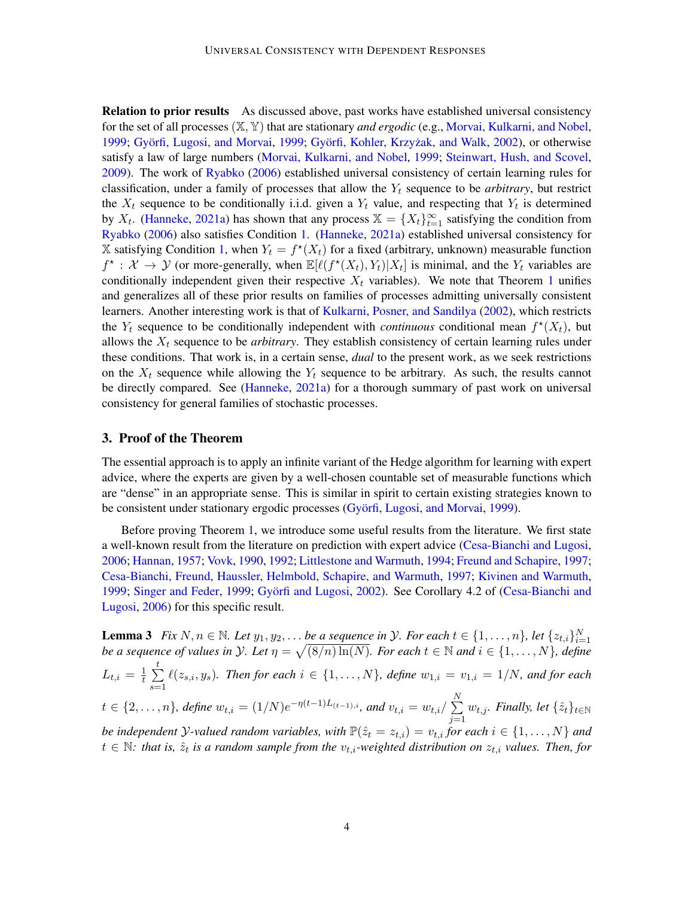**Relation to prior results** As discussed above, past works have established universal consistency for the set of all processes $(\mathbb{X}, \mathbb{Y})$ that are stationary *and ergodic* (e.g., Morvai, Kulkarni, and Nobel, 1999; Györfi, Lugosi, and Morvai, 1999; Györfi, Kohler, Krzyżak, and Walk, 2002), or otherwise satisfy a law of large numbers (Morvai, Kulkarni, and Nobel, 1999; Steinwart, Hush, and Scovel, 2009). The work of Ryabko (2006) established universal consistency of certain learning rules for classification, under a family of processes that allow the $Y_t$ sequence to be *arbitrary*, but restrict the $X_t$ sequence to be conditionally i.i.d. given a $Y_t$ value, and respecting that $Y_t$ is determined by $X_t$. (Hanneke, 2021a) has shown that any process $\mathbb{X} = \{X_t\}_{t=1}^{\infty}$ satisfying the condition from Ryabko (2006) also satisfies Condition 1. (Hanneke, 2021a) established universal consistency for $\mathbb{X}$ satisfying Condition 1, when $Y_t = f^\star(X_t)$ for a fixed (arbitrary, unknown) measurable function $f^\star : \mathcal{X} \to \mathcal{Y}$ (or more-generally, when $\mathbb{E}[\ell(f^\star(X_t), Y_t)|X_t]$ is minimal, and the $Y_t$ variables are conditionally independent given their respective $X_t$ variables). We note that Theorem 1 unifies and generalizes all of these prior results on families of processes admitting universally consistent learners. Another interesting work is that of Kulkarni, Posner, and Sandilya (2002), which restricts the $Y_t$ sequence to be conditionally independent with *continuous* conditional mean $f^\star(X_t)$, but allows the $X_t$ sequence to be *arbitrary*. They establish consistency of certain learning rules under these conditions. That work is, in a certain sense, *dual* to the present work, as we seek restrictions on the $X_t$ sequence while allowing the $Y_t$ sequence to be arbitrary. As such, the results cannot be directly compared. See (Hanneke, 2021a) for a thorough summary of past work on universal consistency for general families of stochastic processes.

## 3. Proof of the Theorem

The essential approach is to apply an infinite variant of the Hedge algorithm for learning with expert advice, where the experts are given by a well-chosen countable set of measurable functions which are "dense" in an appropriate sense. This is similar in spirit to certain existing strategies known to be consistent under stationary ergodic processes (Györfi, Lugosi, and Morvai, 1999).

Before proving Theorem 1, we introduce some useful results from the literature. We first state a well-known result from the literature on prediction with expert advice (Cesa-Bianchi and Lugosi, 2006; Hannan, 1957; Vovk, 1990, 1992; Littlestone and Warmuth, 1994; Freund and Schapire, 1997; Cesa-Bianchi, Freund, Haussler, Helmbold, Schapire, and Warmuth, 1997; Kivinen and Warmuth, 1999; Singer and Feder, 1999; Györfi and Lugosi, 2002). See Corollary 4.2 of (Cesa-Bianchi and Lugosi, 2006) for this specific result.

**Lemma 3** *Fix $N, n \in \mathbb{N}$. Let $y_1, y_2, \ldots$ be a sequence in $\mathcal{Y}$. For each $t \in \{1, \ldots, n\}$, let $\{z_{t,i}\}_{i=1}^{N}$ be a sequence of values in $\mathcal{Y}$. Let $\eta = \sqrt{(8/n)\ln(N)}$. For each $t \in \mathbb{N}$ and $i \in \{1, \ldots, N\}$, define $L_{t,i} = \frac{1}{t}\sum_{s=1}^{t} \ell(z_{s,i}, y_s)$. Then for each $i \in \{1, \ldots, N\}$, define $w_{1,i} = v_{1,i} = 1/N$, and for each $t \in \{2, \ldots, n\}$, define $w_{t,i} = (1/N)e^{-\eta(t-1)L_{(t-1),i}}$, and $v_{t,i} = w_{t,i} / \sum_{j=1}^{N} w_{t,j}$. Finally, let $\{\hat{z}_t\}_{t \in \mathbb{N}}$ be independent $\mathcal{Y}$-valued random variables, with $\mathbb{P}(\hat{z}_t = z_{t,i}) = v_{t,i}$ for each $i \in \{1, \ldots, N\}$ and $t \in \mathbb{N}$: that is, $\hat{z}_t$ is a random sample from the $v_{t,i}$-weighted distribution on $z_{t,i}$ values. Then, for*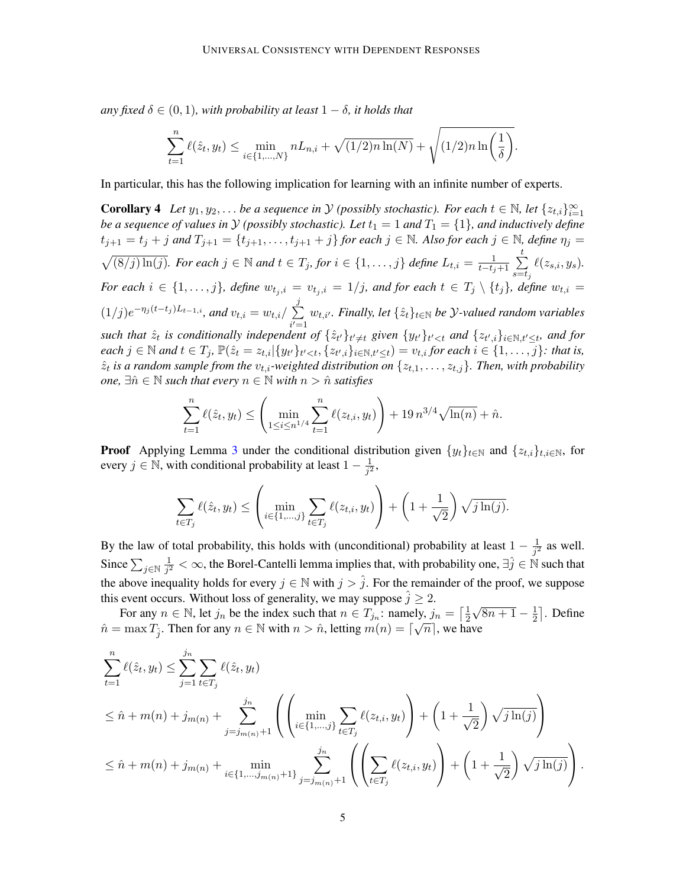*any fixed $\delta \in (0,1)$, with probability at least $1-\delta$, it holds that*

$$\sum_{t=1}^{n} \ell(\hat{z}_t, y_t) \leq \min_{i \in \{1,\ldots,N\}} nL_{n,i} + \sqrt{(1/2)n\ln(N)} + \sqrt{(1/2)n\ln\left(\frac{1}{\delta}\right)}.$$

In particular, this has the following implication for learning with an infinite number of experts.

**Corollary 4** *Let $y_1, y_2, \ldots$ be a sequence in $\mathcal{Y}$ (possibly stochastic). For each $t \in \mathbb{N}$, let $\{z_{t,i}\}_{i=1}^{\infty}$ be a sequence of values in $\mathcal{Y}$ (possibly stochastic). Let $t_1 = 1$ and $T_1 = \{1\}$, and inductively define $t_{j+1} = t_j + j$ and $T_{j+1} = \{t_{j+1}, \ldots, t_{j+1} + j\}$ for each $j \in \mathbb{N}$. Also for each $j \in \mathbb{N}$, define $\eta_j = \sqrt{(8/j)\ln(j)}$. For each $j \in \mathbb{N}$ and $t \in T_j$, for $i \in \{1,\ldots,j\}$ define $L_{t,i} = \frac{1}{t-t_j+1}\sum_{s=t_j}^{t} \ell(z_{s,i}, y_s)$. For each $i \in \{1,\ldots,j\}$, define $w_{t_j,i} = v_{t_j,i} = 1/j$, and for each $t \in T_j \setminus \{t_j\}$, define $w_{t,i} = (1/j)e^{-\eta_j(t-t_j)L_{t-1,i}}$, and $v_{t,i} = w_{t,i}/\sum_{i'=1}^{j} w_{t,i'}$. Finally, let $\{\hat{z}_t\}_{t\in\mathbb{N}}$ be $\mathcal{Y}$-valued random variables such that $\hat{z}_t$ is conditionally independent of $\{\hat{z}_{t'}\}_{t'\neq t}$ given $\{y_{t'}\}_{t'<t}$ and $\{z_{t',i}\}_{i\in\mathbb{N},t'\leq t}$, and for each $j \in \mathbb{N}$ and $t \in T_j$, $\mathbb{P}(\hat{z}_t = z_{t,i} | \{y_{t'}\}_{t'<t}, \{z_{t',i}\}_{i\in\mathbb{N},t'\leq t}) = v_{t,i}$ for each $i \in \{1,\ldots,j\}$: that is, $\hat{z}_t$ is a random sample from the $v_{t,i}$-weighted distribution on $\{z_{t,1},\ldots,z_{t,j}\}$. Then, with probability one, $\exists \hat{n} \in \mathbb{N}$ such that every $n \in \mathbb{N}$ with $n > \hat{n}$ satisfies*

$$\sum_{t=1}^{n} \ell(\hat{z}_t, y_t) \leq \left( \min_{1 \leq i \leq n^{1/4}} \sum_{t=1}^{n} \ell(z_{t,i}, y_t) \right) + 19\, n^{3/4}\sqrt{\ln(n)} + \hat{n}.$$

**Proof** Applying Lemma 3 under the conditional distribution given $\{y_t\}_{t\in\mathbb{N}}$ and $\{z_{t,i}\}_{t,i\in\mathbb{N}}$, for every $j \in \mathbb{N}$, with conditional probability at least $1 - \frac{1}{j^2}$,

$$\sum_{t \in T_j} \ell(\hat{z}_t, y_t) \leq \left( \min_{i\in\{1,\ldots,j\}} \sum_{t\in T_j} \ell(z_{t,i}, y_t) \right) + \left(1 + \frac{1}{\sqrt{2}}\right)\sqrt{j\ln(j)}.$$

By the law of total probability, this holds with (unconditional) probability at least $1 - \frac{1}{j^2}$ as well. Since $\sum_{j\in\mathbb{N}} \frac{1}{j^2} < \infty$, the Borel-Cantelli lemma implies that, with probability one, $\exists \hat{j} \in \mathbb{N}$ such that the above inequality holds for every $j \in \mathbb{N}$ with $j > \hat{j}$. For the remainder of the proof, we suppose this event occurs. Without loss of generality, we may suppose $\hat{j} \geq 2$.

For any $n \in \mathbb{N}$, let $j_n$ be the index such that $n \in T_{j_n}$: namely, $j_n = \left\lceil \frac{1}{2}\sqrt{8n+1} - \frac{1}{2} \right\rceil$. Define $\hat{n} = \max T_{\hat{j}}$. Then for any $n \in \mathbb{N}$ with $n > \hat{n}$, letting $m(n) = \lceil \sqrt{n} \rceil$, we have

$$\begin{aligned}
&\sum_{t=1}^{n} \ell(\hat{z}_t, y_t) \leq \sum_{j=1}^{j_n} \sum_{t\in T_j} \ell(\hat{z}_t, y_t) \\
&\leq \hat{n} + m(n) + j_{m(n)} + \sum_{j=j_{m(n)}+1}^{j_n} \left( \left( \min_{i\in\{1,\ldots,j\}} \sum_{t\in T_j} \ell(z_{t,i}, y_t) \right) + \left(1 + \frac{1}{\sqrt{2}}\right)\sqrt{j\ln(j)} \right) \\
&\leq \hat{n} + m(n) + j_{m(n)} + \min_{i\in\{1,\ldots,j_{m(n)}+1\}} \sum_{j=j_{m(n)}+1}^{j_n} \left( \left( \sum_{t\in T_j} \ell(z_{t,i}, y_t) \right) + \left(1 + \frac{1}{\sqrt{2}}\right)\sqrt{j\ln(j)} \right).
\end{aligned}$$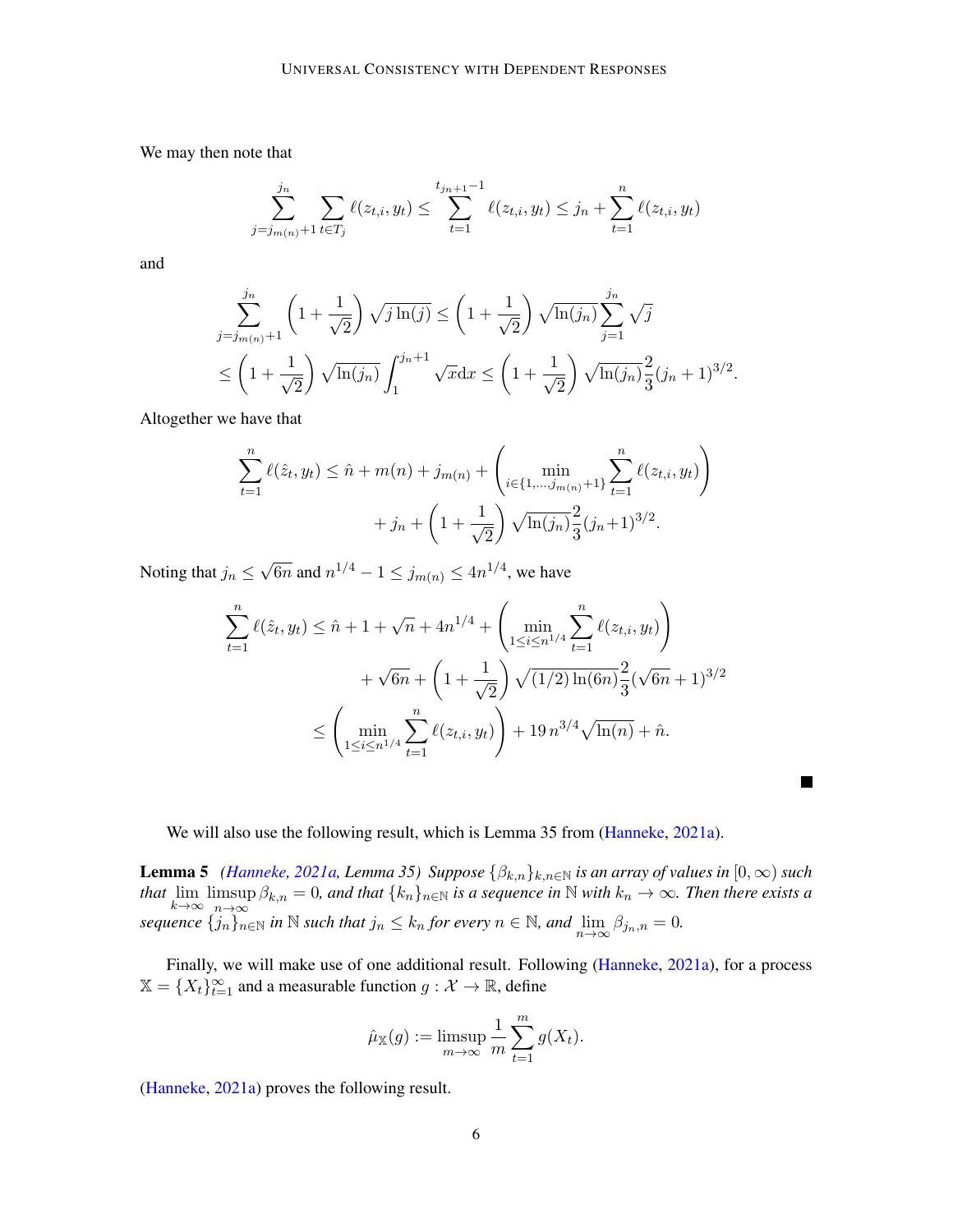We may then note that

$$\sum_{j=j_{m(n)}+1}^{j_n} \sum_{t \in T_j} \ell(z_{t,i}, y_t) \leq \sum_{t=1}^{t_{j_n+1}-1} \ell(z_{t,i}, y_t) \leq j_n + \sum_{t=1}^{n} \ell(z_{t,i}, y_t)$$

and

$$\sum_{j=j_{m(n)}+1}^{j_n} \left(1 + \frac{1}{\sqrt{2}}\right) \sqrt{j \ln(j)} \leq \left(1 + \frac{1}{\sqrt{2}}\right) \sqrt{\ln(j_n)} \sum_{j=1}^{j_n} \sqrt{j}$$
$$\leq \left(1 + \frac{1}{\sqrt{2}}\right) \sqrt{\ln(j_n)} \int_1^{j_n+1} \sqrt{x} \mathrm{d}x \leq \left(1 + \frac{1}{\sqrt{2}}\right) \sqrt{\ln(j_n)} \frac{2}{3} (j_n + 1)^{3/2}.$$

Altogether we have that

$$\sum_{t=1}^{n} \ell(\hat{z}_t, y_t) \leq \hat{n} + m(n) + j_{m(n)} + \left( \min_{i \in \{1,\ldots,j_{m(n)}+1\}} \sum_{t=1}^{n} \ell(z_{t,i}, y_t) \right)$$
$$+ j_n + \left(1 + \frac{1}{\sqrt{2}}\right) \sqrt{\ln(j_n)} \frac{2}{3} (j_n + 1)^{3/2}.$$

Noting that $j_n \leq \sqrt{6n}$ and $n^{1/4} - 1 \leq j_{m(n)} \leq 4n^{1/4}$, we have

$$\sum_{t=1}^{n} \ell(\hat{z}_t, y_t) \leq \hat{n} + 1 + \sqrt{n} + 4n^{1/4} + \left( \min_{1 \leq i \leq n^{1/4}} \sum_{t=1}^{n} \ell(z_{t,i}, y_t) \right)$$
$$+ \sqrt{6n} + \left(1 + \frac{1}{\sqrt{2}}\right) \sqrt{(1/2) \ln(6n)} \frac{2}{3} (\sqrt{6n} + 1)^{3/2}$$
$$\leq \left( \min_{1 \leq i \leq n^{1/4}} \sum_{t=1}^{n} \ell(z_{t,i}, y_t) \right) + 19\, n^{3/4} \sqrt{\ln(n)} + \hat{n}.$$

■

We will also use the following result, which is Lemma 35 from (Hanneke, 2021a).

**Lemma 5** *(Hanneke, 2021a, Lemma 35) Suppose $\{\beta_{k,n}\}_{k,n \in \mathbb{N}}$ is an array of values in $[0, \infty)$ such that $\lim_{k \to \infty} \limsup_{n \to \infty} \beta_{k,n} = 0$, and that $\{k_n\}_{n \in \mathbb{N}}$ is a sequence in $\mathbb{N}$ with $k_n \to \infty$. Then there exists a sequence $\{j_n\}_{n \in \mathbb{N}}$ in $\mathbb{N}$ such that $j_n \leq k_n$ for every $n \in \mathbb{N}$, and $\lim_{n \to \infty} \beta_{j_n,n} = 0$.*

Finally, we will make use of one additional result. Following (Hanneke, 2021a), for a process $\mathbb{X} = \{X_t\}_{t=1}^{\infty}$ and a measurable function $g : \mathcal{X} \to \mathbb{R}$, define

$$\hat{\mu}_{\mathbb{X}}(g) := \limsup_{m \to \infty} \frac{1}{m} \sum_{t=1}^{m} g(X_t).$$

(Hanneke, 2021a) proves the following result.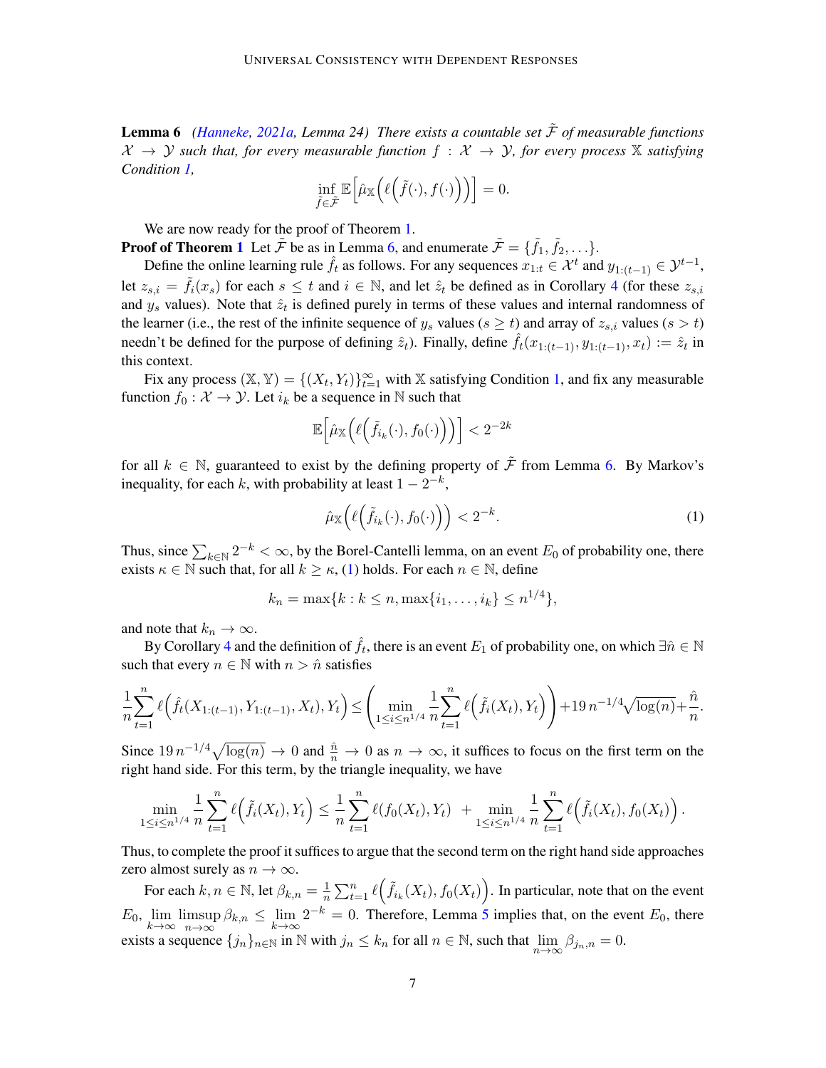**Lemma 6** *(Hanneke, 2021a, Lemma 24) There exists a countable set $\tilde{\mathcal{F}}$ of measurable functions $\mathcal{X} \to \mathcal{Y}$ such that, for every measurable function $f : \mathcal{X} \to \mathcal{Y}$, for every process $\mathbb{X}$ satisfying Condition 1,*

$$\inf_{\tilde{f} \in \tilde{\mathcal{F}}} \mathbb{E}\Big[\hat{\mu}_{\mathbb{X}}\Big(\ell\Big(\tilde{f}(\cdot), f(\cdot)\Big)\Big)\Big] = 0.$$

We are now ready for the proof of Theorem 1.

**Proof of Theorem 1** Let $\tilde{\mathcal{F}}$ be as in Lemma 6, and enumerate $\tilde{\mathcal{F}} = \{\tilde{f}_1, \tilde{f}_2, \ldots\}$.

Define the online learning rule $\hat{f}_t$ as follows. For any sequences $x_{1:t} \in \mathcal{X}^t$ and $y_{1:(t-1)} \in \mathcal{Y}^{t-1}$, let $z_{s,i} = \tilde{f}_i(x_s)$ for each $s \le t$ and $i \in \mathbb{N}$, and let $\hat{z}_t$ be defined as in Corollary 4 (for these $z_{s,i}$ and $y_s$ values). Note that $\hat{z}_t$ is defined purely in terms of these values and internal randomness of the learner (i.e., the rest of the infinite sequence of $y_s$ values ($s \ge t$) and array of $z_{s,i}$ values ($s > t$) needn't be defined for the purpose of defining $\hat{z}_t$). Finally, define $\hat{f}_t(x_{1:(t-1)}, y_{1:(t-1)}, x_t) := \hat{z}_t$ in this context.

Fix any process $(\mathbb{X}, \mathbb{Y}) = \{(X_t, Y_t)\}_{t=1}^{\infty}$ with $\mathbb{X}$ satisfying Condition 1, and fix any measurable function $f_0 : \mathcal{X} \to \mathcal{Y}$. Let $i_k$ be a sequence in $\mathbb{N}$ such that

$$\mathbb{E}\Big[\hat{\mu}_{\mathbb{X}}\Big(\ell\Big(\tilde{f}_{i_k}(\cdot), f_0(\cdot)\Big)\Big)\Big] < 2^{-2k}$$

for all $k \in \mathbb{N}$, guaranteed to exist by the defining property of $\tilde{\mathcal{F}}$ from Lemma 6. By Markov's inequality, for each $k$, with probability at least $1 - 2^{-k}$,

$$\hat{\mu}_{\mathbb{X}}\Big(\ell\Big(\tilde{f}_{i_k}(\cdot), f_0(\cdot)\Big)\Big) < 2^{-k}. \tag{1}$$

Thus, since $\sum_{k \in \mathbb{N}} 2^{-k} < \infty$, by the Borel-Cantelli lemma, on an event $E_0$ of probability one, there exists $\kappa \in \mathbb{N}$ such that, for all $k \ge \kappa$, (1) holds. For each $n \in \mathbb{N}$, define

$$k_n = \max\{k : k \le n, \max\{i_1, \ldots, i_k\} \le n^{1/4}\},$$

and note that $k_n \to \infty$.

By Corollary 4 and the definition of $\hat{f}_t$, there is an event $E_1$ of probability one, on which $\exists \hat{n} \in \mathbb{N}$ such that every $n \in \mathbb{N}$ with $n > \hat{n}$ satisfies

$$\frac{1}{n}\sum_{t=1}^{n} \ell\Big(\hat{f}_t(X_{1:(t-1)}, Y_{1:(t-1)}, X_t), Y_t\Big) \le \left(\min_{1 \le i \le n^{1/4}} \frac{1}{n}\sum_{t=1}^{n} \ell\Big(\tilde{f}_i(X_t), Y_t\Big)\right) + 19\, n^{-1/4}\sqrt{\log(n)} + \frac{\hat{n}}{n}.$$

Since $19\, n^{-1/4}\sqrt{\log(n)} \to 0$ and $\frac{\hat{n}}{n} \to 0$ as $n \to \infty$, it suffices to focus on the first term on the right hand side. For this term, by the triangle inequality, we have

$$\min_{1 \le i \le n^{1/4}} \frac{1}{n}\sum_{t=1}^{n} \ell\Big(\tilde{f}_i(X_t), Y_t\Big) \le \frac{1}{n}\sum_{t=1}^{n} \ell(f_0(X_t), Y_t) \;\; + \min_{1 \le i \le n^{1/4}} \frac{1}{n}\sum_{t=1}^{n} \ell\Big(\tilde{f}_i(X_t), f_0(X_t)\Big).$$

Thus, to complete the proof it suffices to argue that the second term on the right hand side approaches zero almost surely as $n \to \infty$.

For each $k, n \in \mathbb{N}$, let $\beta_{k,n} = \frac{1}{n}\sum_{t=1}^{n} \ell\Big(\tilde{f}_{i_k}(X_t), f_0(X_t)\Big)$. In particular, note that on the event $E_0$, $\lim\limits_{k\to\infty} \limsup\limits_{n\to\infty} \beta_{k,n} \le \lim\limits_{k\to\infty} 2^{-k} = 0$. Therefore, Lemma 5 implies that, on the event $E_0$, there exists a sequence $\{j_n\}_{n\in\mathbb{N}}$ in $\mathbb{N}$ with $j_n \le k_n$ for all $n \in \mathbb{N}$, such that $\lim\limits_{n\to\infty} \beta_{j_n,n} = 0$.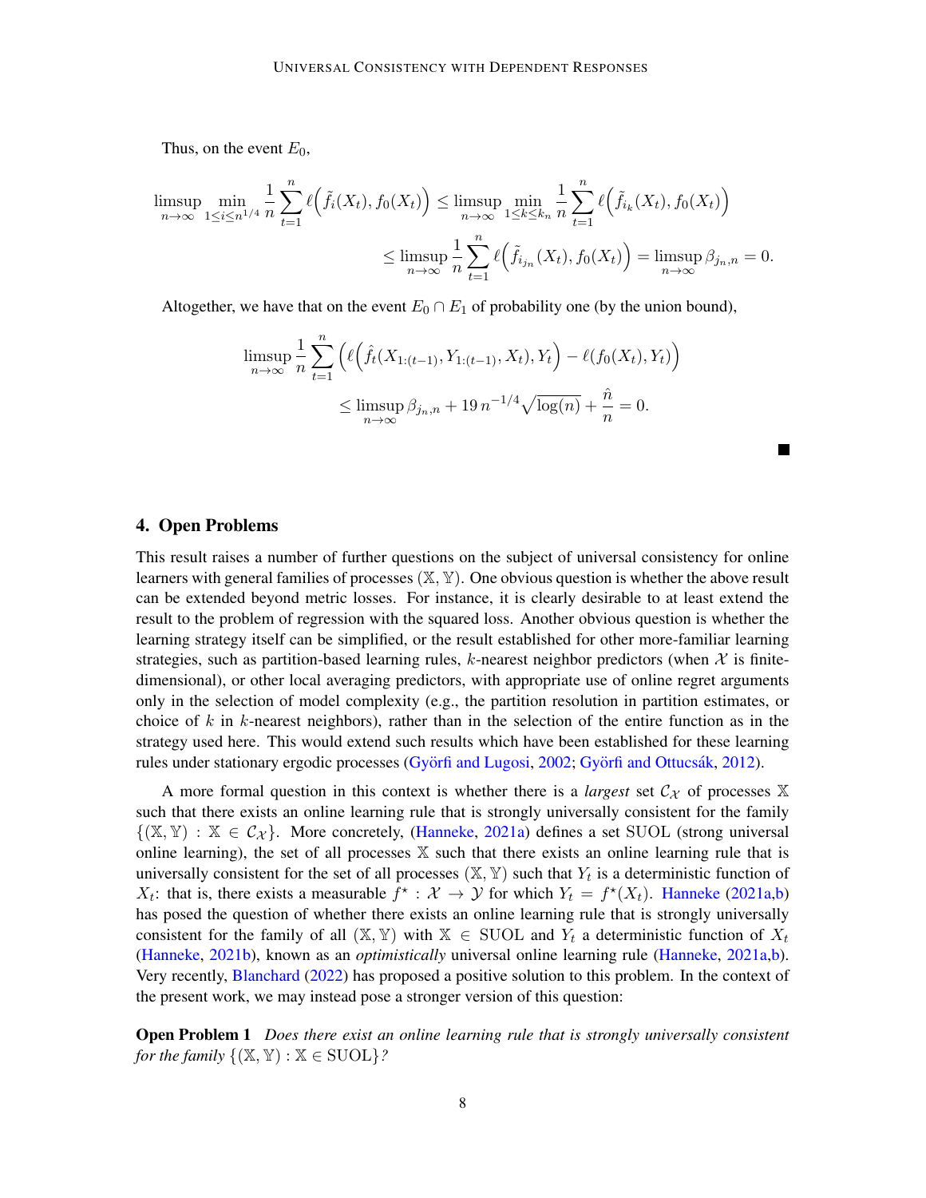Thus, on the event $E_0$,

$$\limsup_{n\to\infty} \min_{1\le i\le n^{1/4}} \frac{1}{n}\sum_{t=1}^{n} \ell\Big(\tilde{f}_i(X_t), f_0(X_t)\Big) \le \limsup_{n\to\infty} \min_{1\le k\le k_n} \frac{1}{n}\sum_{t=1}^{n} \ell\Big(\tilde{f}_{i_k}(X_t), f_0(X_t)\Big)$$

$$\le \limsup_{n\to\infty} \frac{1}{n}\sum_{t=1}^{n} \ell\Big(\tilde{f}_{i_{j_n}}(X_t), f_0(X_t)\Big) = \limsup_{n\to\infty} \beta_{j_n,n} = 0.$$

Altogether, we have that on the event $E_0 \cap E_1$ of probability one (by the union bound),

$$\limsup_{n\to\infty} \frac{1}{n}\sum_{t=1}^{n} \Big(\ell\Big(\hat{f}_t(X_{1:(t-1)}, Y_{1:(t-1)}, X_t), Y_t\Big) - \ell(f_0(X_t), Y_t)\Big)$$

$$\le \limsup_{n\to\infty} \beta_{j_n,n} + 19\, n^{-1/4}\sqrt{\log(n)} + \frac{\hat{n}}{n} = 0.$$

■

## 4. Open Problems

This result raises a number of further questions on the subject of universal consistency for online learners with general families of processes $(\mathbb{X}, \mathbb{Y})$. One obvious question is whether the above result can be extended beyond metric losses. For instance, it is clearly desirable to at least extend the result to the problem of regression with the squared loss. Another obvious question is whether the learning strategy itself can be simplified, or the result established for other more-familiar learning strategies, such as partition-based learning rules, $k$-nearest neighbor predictors (when $\mathcal{X}$ is finite-dimensional), or other local averaging predictors, with appropriate use of online regret arguments only in the selection of model complexity (e.g., the partition resolution in partition estimates, or choice of $k$ in $k$-nearest neighbors), rather than in the selection of the entire function as in the strategy used here. This would extend such results which have been established for these learning rules under stationary ergodic processes (Györfi and Lugosi, 2002; Györfi and Ottucsák, 2012).

A more formal question in this context is whether there is a *largest* set $\mathcal{C}_{\mathcal{X}}$ of processes $\mathbb{X}$ such that there exists an online learning rule that is strongly universally consistent for the family $\{(\mathbb{X}, \mathbb{Y}) : \mathbb{X} \in \mathcal{C}_{\mathcal{X}}\}$. More concretely, (Hanneke, 2021a) defines a set SUOL (strong universal online learning), the set of all processes $\mathbb{X}$ such that there exists an online learning rule that is universally consistent for the set of all processes $(\mathbb{X}, \mathbb{Y})$ such that $Y_t$ is a deterministic function of $X_t$: that is, there exists a measurable $f^\star : \mathcal{X} \to \mathcal{Y}$ for which $Y_t = f^\star(X_t)$. Hanneke (2021a,b) has posed the question of whether there exists an online learning rule that is strongly universally consistent for the family of all $(\mathbb{X}, \mathbb{Y})$ with $\mathbb{X} \in$ SUOL and $Y_t$ a deterministic function of $X_t$ (Hanneke, 2021b), known as an *optimistically* universal online learning rule (Hanneke, 2021a,b). Very recently, Blanchard (2022) has proposed a positive solution to this problem. In the context of the present work, we may instead pose a stronger version of this question:

**Open Problem 1** *Does there exist an online learning rule that is strongly universally consistent for the family* $\{(\mathbb{X}, \mathbb{Y}) : \mathbb{X} \in \text{SUOL}\}$*?*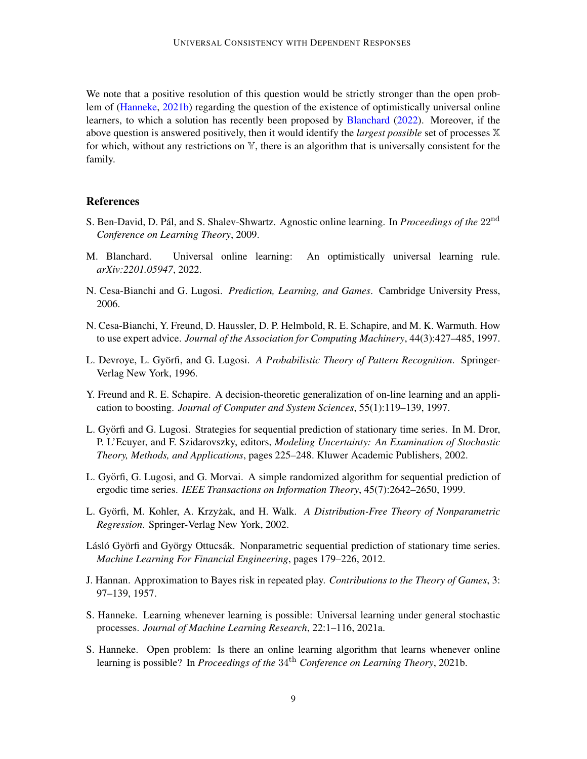We note that a positive resolution of this question would be strictly stronger than the open problem of (Hanneke, 2021b) regarding the question of the existence of optimistically universal online learners, to which a solution has recently been proposed by Blanchard (2022). Moreover, if the above question is answered positively, then it would identify the *largest possible* set of processes $\mathbb{X}$ for which, without any restrictions on $\mathbb{Y}$, there is an algorithm that is universally consistent for the family.

## References

S. Ben-David, D. Pál, and S. Shalev-Shwartz. Agnostic online learning. In *Proceedings of the* $22^{\text{nd}}$ *Conference on Learning Theory*, 2009.

M. Blanchard. Universal online learning: An optimistically universal learning rule. *arXiv:2201.05947*, 2022.

N. Cesa-Bianchi and G. Lugosi. *Prediction, Learning, and Games*. Cambridge University Press, 2006.

N. Cesa-Bianchi, Y. Freund, D. Haussler, D. P. Helmbold, R. E. Schapire, and M. K. Warmuth. How to use expert advice. *Journal of the Association for Computing Machinery*, 44(3):427–485, 1997.

L. Devroye, L. Györfi, and G. Lugosi. *A Probabilistic Theory of Pattern Recognition*. Springer-Verlag New York, 1996.

Y. Freund and R. E. Schapire. A decision-theoretic generalization of on-line learning and an application to boosting. *Journal of Computer and System Sciences*, 55(1):119–139, 1997.

L. Györfi and G. Lugosi. Strategies for sequential prediction of stationary time series. In M. Dror, P. L'Ecuyer, and F. Szidarovszky, editors, *Modeling Uncertainty: An Examination of Stochastic Theory, Methods, and Applications*, pages 225–248. Kluwer Academic Publishers, 2002.

L. Györfi, G. Lugosi, and G. Morvai. A simple randomized algorithm for sequential prediction of ergodic time series. *IEEE Transactions on Information Theory*, 45(7):2642–2650, 1999.

L. Györfi, M. Kohler, A. Krzyżak, and H. Walk. *A Distribution-Free Theory of Nonparametric Regression*. Springer-Verlag New York, 2002.

Lásló Györfi and György Ottucsák. Nonparametric sequential prediction of stationary time series. *Machine Learning For Financial Engineering*, pages 179–226, 2012.

J. Hannan. Approximation to Bayes risk in repeated play. *Contributions to the Theory of Games*, 3: 97–139, 1957.

S. Hanneke. Learning whenever learning is possible: Universal learning under general stochastic processes. *Journal of Machine Learning Research*, 22:1–116, 2021a.

S. Hanneke. Open problem: Is there an online learning algorithm that learns whenever online learning is possible? In *Proceedings of the* $34^{\text{th}}$ *Conference on Learning Theory*, 2021b.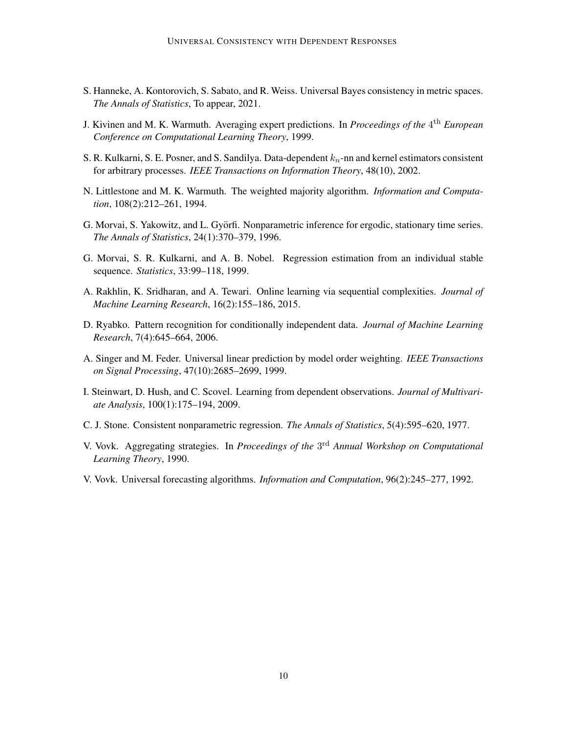S. Hanneke, A. Kontorovich, S. Sabato, and R. Weiss. Universal Bayes consistency in metric spaces. *The Annals of Statistics*, To appear, 2021.

J. Kivinen and M. K. Warmuth. Averaging expert predictions. In *Proceedings of the* $4^{\rm th}$ *European Conference on Computational Learning Theory*, 1999.

S. R. Kulkarni, S. E. Posner, and S. Sandilya. Data-dependent $k_n$-nn and kernel estimators consistent for arbitrary processes. *IEEE Transactions on Information Theory*, 48(10), 2002.

N. Littlestone and M. K. Warmuth. The weighted majority algorithm. *Information and Computation*, 108(2):212–261, 1994.

G. Morvai, S. Yakowitz, and L. Györfi. Nonparametric inference for ergodic, stationary time series. *The Annals of Statistics*, 24(1):370–379, 1996.

G. Morvai, S. R. Kulkarni, and A. B. Nobel. Regression estimation from an individual stable sequence. *Statistics*, 33:99–118, 1999.

A. Rakhlin, K. Sridharan, and A. Tewari. Online learning via sequential complexities. *Journal of Machine Learning Research*, 16(2):155–186, 2015.

D. Ryabko. Pattern recognition for conditionally independent data. *Journal of Machine Learning Research*, 7(4):645–664, 2006.

A. Singer and M. Feder. Universal linear prediction by model order weighting. *IEEE Transactions on Signal Processing*, 47(10):2685–2699, 1999.

I. Steinwart, D. Hush, and C. Scovel. Learning from dependent observations. *Journal of Multivariate Analysis*, 100(1):175–194, 2009.

C. J. Stone. Consistent nonparametric regression. *The Annals of Statistics*, 5(4):595–620, 1977.

V. Vovk. Aggregating strategies. In *Proceedings of the* $3^{\rm rd}$ *Annual Workshop on Computational Learning Theory*, 1990.

V. Vovk. Universal forecasting algorithms. *Information and Computation*, 96(2):245–277, 1992.